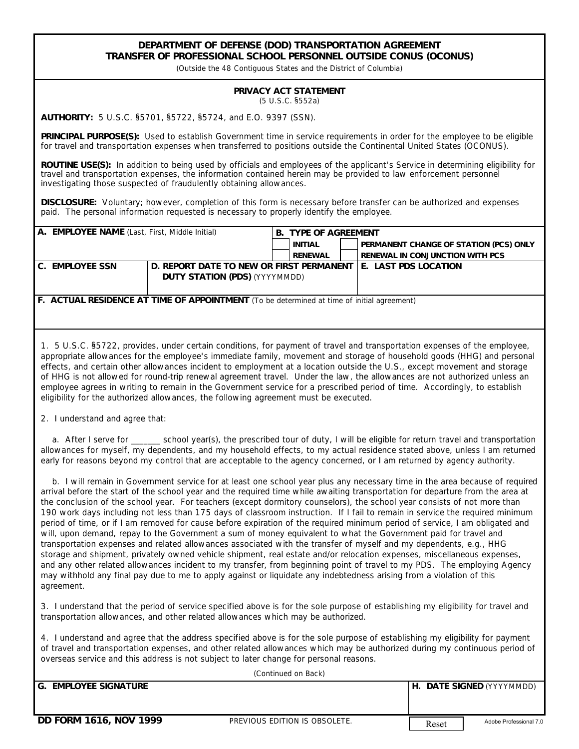# DEPARTMENT OF DEFENSE (DOD) TRANSPORTATION AGREEMENT
# TRANSFER OF PROFESSIONAL SCHOOL PERSONNEL OUTSIDE CONUS (OCONUS)

(Outside the 48 Contiguous States and the District of Columbia)

## PRIVACY ACT STATEMENT

(5 U.S.C. §552a)

**AUTHORITY:** 5 U.S.C. §5701, §5722, §5724, and E.O. 9397 (SSN).

**PRINCIPAL PURPOSE(S):** Used to establish Government time in service requirements in order for the employee to be eligible for travel and transportation expenses when transferred to positions outside the Continental United States (OCONUS).

**ROUTINE USE(S):** In addition to being used by officials and employees of the applicant's Service in determining eligibility for travel and transportation expenses, the information contained herein may be provided to law enforcement personnel investigating those suspected of fraudulently obtaining allowances.

**DISCLOSURE:** Voluntary; however, completion of this form is necessary before transfer can be authorized and expenses paid. The personal information requested is necessary to properly identify the employee.

| A. EMPLOYEE NAME (Last, First, Middle Initial) | | B. TYPE OF AGREEMENT | |
|---|---|---|---|
| | | ☐ INITIAL | ☐ PERMANENT CHANGE OF STATION (PCS) ONLY |
| | | ☐ RENEWAL | ☐ RENEWAL IN CONJUNCTION WITH PCS |
| C. EMPLOYEE SSN | D. REPORT DATE TO NEW OR FIRST PERMANENT DUTY STATION (PDS) (YYYYMMDD) | | E. LAST PDS LOCATION |
| | | | |
| F. ACTUAL RESIDENCE AT TIME OF APPOINTMENT (To be determined at time of initial agreement) | | | |
| | | | |

1. 5 U.S.C. §5722, provides, under certain conditions, for payment of travel and transportation expenses of the employee, appropriate allowances for the employee's immediate family, movement and storage of household goods (HHG) and personal effects, and certain other allowances incident to employment at a location outside the U.S., except movement and storage of HHG is not allowed for round-trip renewal agreement travel. Under the law, the allowances are not authorized unless an employee agrees in writing to remain in the Government service for a prescribed period of time. Accordingly, to establish eligibility for the authorized allowances, the following agreement must be executed.

2. I understand and agree that:

a. After I serve for _______ school year(s), the prescribed tour of duty, I will be eligible for return travel and transportation allowances for myself, my dependents, and my household effects, to my actual residence stated above, unless I am returned early for reasons beyond my control that are acceptable to the agency concerned, or I am returned by agency authority.

b. I will remain in Government service for at least one school year plus any necessary time in the area because of required arrival before the start of the school year and the required time while awaiting transportation for departure from the area at the conclusion of the school year. For teachers (except dormitory counselors), the school year consists of not more than 190 work days including not less than 175 days of classroom instruction. If I fail to remain in service the required minimum period of time, or if I am removed for cause before expiration of the required minimum period of service, I am obligated and will, upon demand, repay to the Government a sum of money equivalent to what the Government paid for travel and transportation expenses and related allowances associated with the transfer of myself and my dependents, e.g., HHG storage and shipment, privately owned vehicle shipment, real estate and/or relocation expenses, miscellaneous expenses, and any other related allowances incident to my transfer, from beginning point of travel to my PDS. The employing Agency may withhold any final pay due to me to apply against or liquidate any indebtedness arising from a violation of this agreement.

3. I understand that the period of service specified above is for the sole purpose of establishing my eligibility for travel and transportation allowances, and other related allowances which may be authorized.

4. I understand and agree that the address specified above is for the sole purpose of establishing my eligibility for payment of travel and transportation expenses, and other related allowances which may be authorized during my continuous period of overseas service and this address is not subject to later change for personal reasons.

(Continued on Back)

| G. EMPLOYEE SIGNATURE | H. DATE SIGNED (YYYYMMDD) |
|---|---|
| | |

**DD FORM 1616, NOV 1999** PREVIOUS EDITION IS OBSOLETE.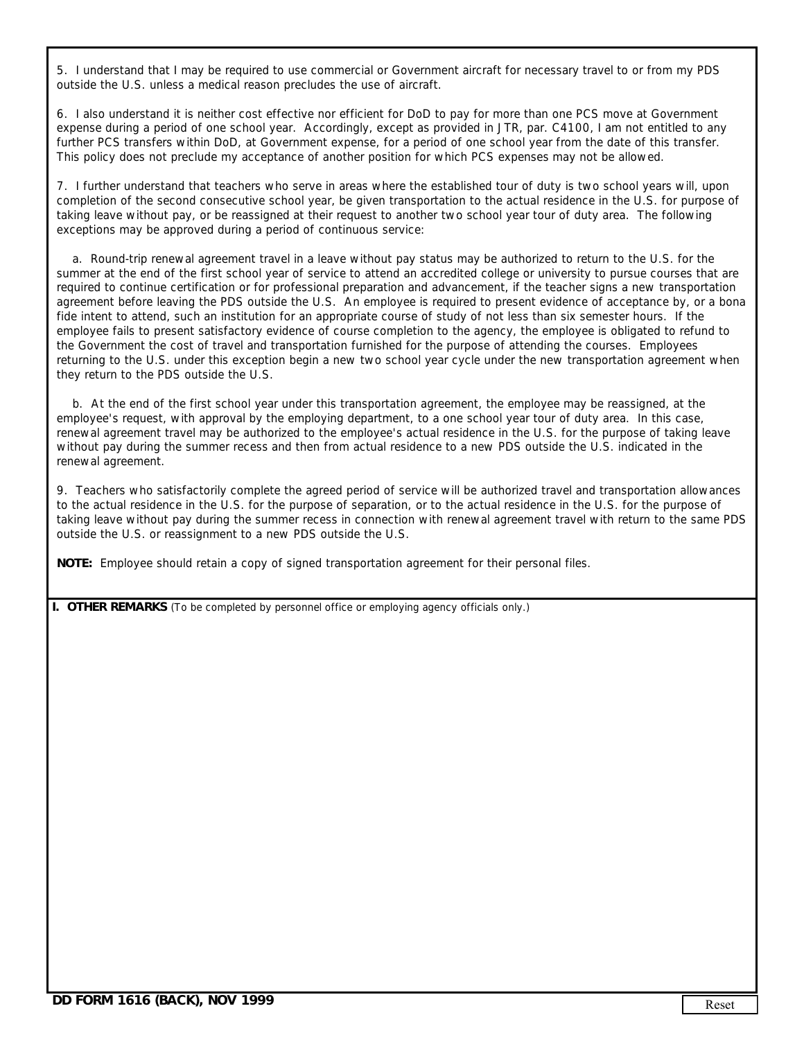5. I understand that I may be required to use commercial or Government aircraft for necessary travel to or from my PDS outside the U.S. unless a medical reason precludes the use of aircraft.

6. I also understand it is neither cost effective nor efficient for DoD to pay for more than one PCS move at Government expense during a period of one school year. Accordingly, except as provided in JTR, par. C4100, I am not entitled to any further PCS transfers within DoD, at Government expense, for a period of one school year from the date of this transfer. This policy does not preclude my acceptance of another position for which PCS expenses may not be allowed.

7. I further understand that teachers who serve in areas where the established tour of duty is two school years will, upon completion of the second consecutive school year, be given transportation to the actual residence in the U.S. for purpose of taking leave without pay, or be reassigned at their request to another two school year tour of duty area. The following exceptions may be approved during a period of continuous service:

a. Round-trip renewal agreement travel in a leave without pay status may be authorized to return to the U.S. for the summer at the end of the first school year of service to attend an accredited college or university to pursue courses that are required to continue certification or for professional preparation and advancement, if the teacher signs a new transportation agreement before leaving the PDS outside the U.S. An employee is required to present evidence of acceptance by, or a bona fide intent to attend, such an institution for an appropriate course of study of not less than six semester hours. If the employee fails to present satisfactory evidence of course completion to the agency, the employee is obligated to refund to the Government the cost of travel and transportation furnished for the purpose of attending the courses. Employees returning to the U.S. under this exception begin a new two school year cycle under the new transportation agreement when they return to the PDS outside the U.S.

b. At the end of the first school year under this transportation agreement, the employee may be reassigned, at the employee's request, with approval by the employing department, to a one school year tour of duty area. In this case, renewal agreement travel may be authorized to the employee's actual residence in the U.S. for the purpose of taking leave without pay during the summer recess and then from actual residence to a new PDS outside the U.S. indicated in the renewal agreement.

9. Teachers who satisfactorily complete the agreed period of service will be authorized travel and transportation allowances to the actual residence in the U.S. for the purpose of separation, or to the actual residence in the U.S. for the purpose of taking leave without pay during the summer recess in connection with renewal agreement travel with return to the same PDS outside the U.S. or reassignment to a new PDS outside the U.S.

**NOTE:** Employee should retain a copy of signed transportation agreement for their personal files.

**I. OTHER REMARKS** (To be completed by personnel office or employing agency officials only.)

**DD FORM 1616 (BACK), NOV 1999**

Reset